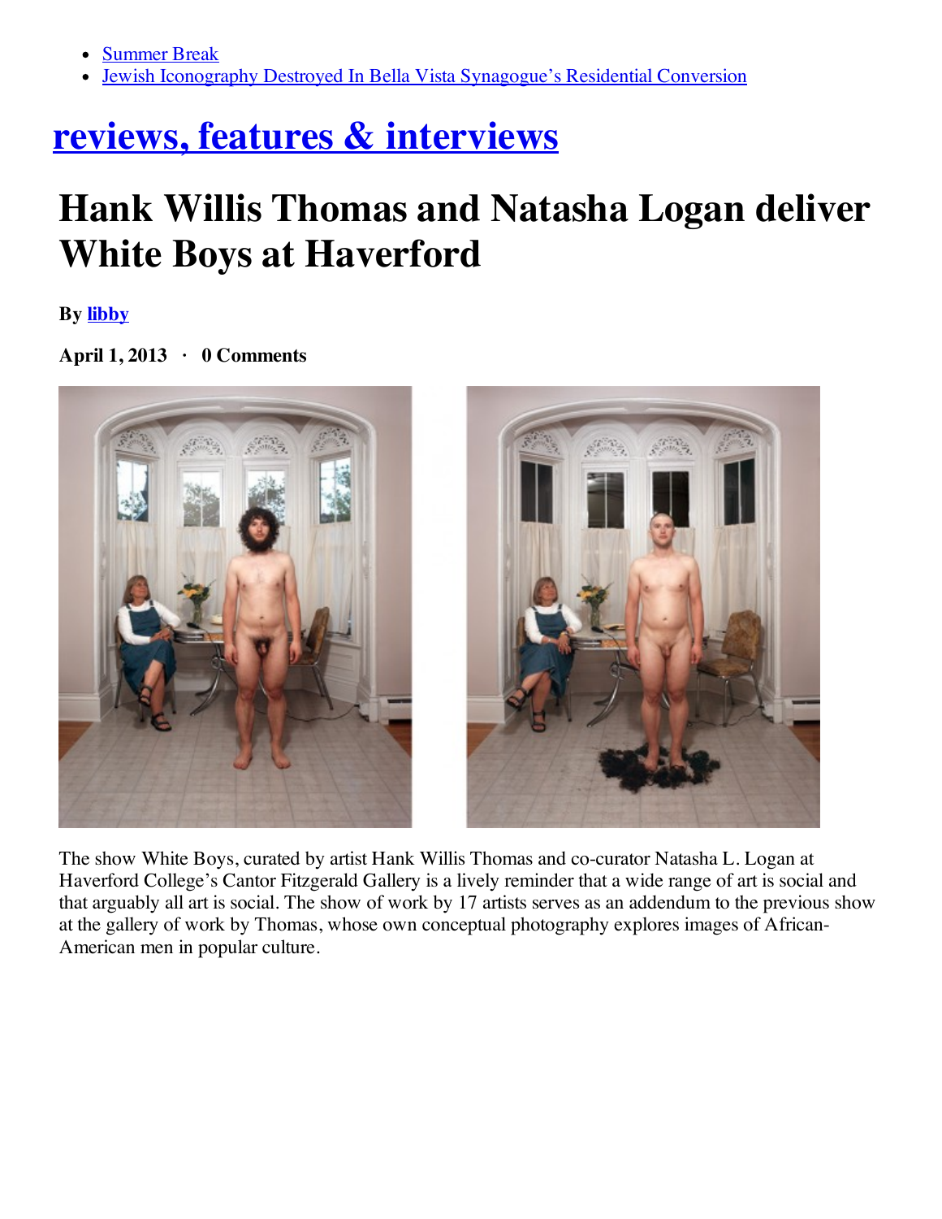- Summer Break
- Jewish Iconography Destroyed In Bella Vista Synagogue's Residential Conversion

# reviews, features & interviews

# Hank Willis Thomas and Natasha Logan deliver White Boys at Haverford

**By libby**

**April 1, 2013 · 0 Comments**

The show White Boys, curated by artist Hank Willis Thomas and co-curator Natasha L. Logan at Haverford College's Cantor Fitzgerald Gallery is a lively reminder that a wide range of art is social and that arguably all art is social. The show of work by 17 artists serves as an addendum to the previous show at the gallery of work by Thomas, whose own conceptual photography explores images of African-American men in popular culture.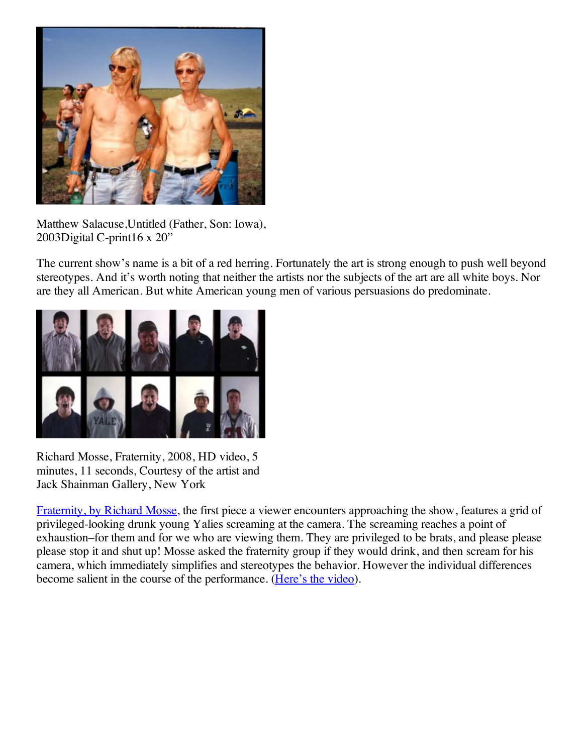Matthew Salacuse,Untitled (Father, Son: Iowa), 2003Digital C-print16 x 20"

The current show's name is a bit of a red herring. Fortunately the art is strong enough to push well beyond stereotypes. And it's worth noting that neither the artists nor the subjects of the art are all white boys. Nor are they all American. But white American young men of various persuasions do predominate.

Richard Mosse, Fraternity, 2008, HD video, 5 minutes, 11 seconds, Courtesy of the artist and Jack Shainman Gallery, New York

Fraternity, by Richard Mosse, the first piece a viewer encounters approaching the show, features a grid of privileged-looking drunk young Yalies screaming at the camera. The screaming reaches a point of exhaustion–for them and for we who are viewing them. They are privileged to be brats, and please please please stop it and shut up! Mosse asked the fraternity group if they would drink, and then scream for his camera, which immediately simplifies and stereotypes the behavior. However the individual differences become salient in the course of the performance. (Here's the video).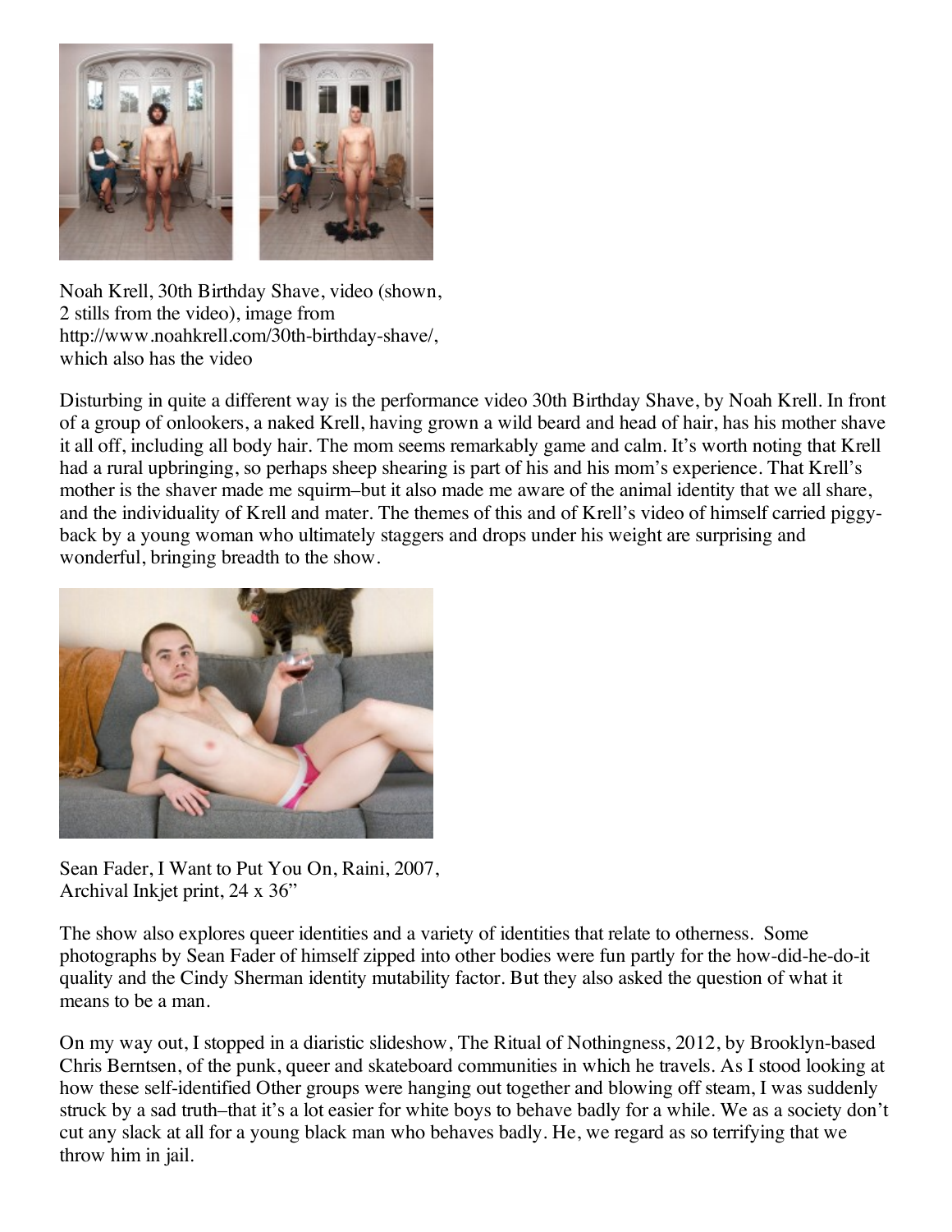Noah Krell, 30th Birthday Shave, video (shown, 2 stills from the video), image from http://www.noahkrell.com/30th-birthday-shave/, which also has the video

Disturbing in quite a different way is the performance video 30th Birthday Shave, by Noah Krell. In front of a group of onlookers, a naked Krell, having grown a wild beard and head of hair, has his mother shave it all off, including all body hair. The mom seems remarkably game and calm. It's worth noting that Krell had a rural upbringing, so perhaps sheep shearing is part of his and his mom's experience. That Krell's mother is the shaver made me squirm–but it also made me aware of the animal identity that we all share, and the individuality of Krell and mater. The themes of this and of Krell's video of himself carried piggy-back by a young woman who ultimately staggers and drops under his weight are surprising and wonderful, bringing breadth to the show.

Sean Fader, I Want to Put You On, Raini, 2007, Archival Inkjet print, 24 x 36"

The show also explores queer identities and a variety of identities that relate to otherness. Some photographs by Sean Fader of himself zipped into other bodies were fun partly for the how-did-he-do-it quality and the Cindy Sherman identity mutability factor. But they also asked the question of what it means to be a man.

On my way out, I stopped in a diaristic slideshow, The Ritual of Nothingness, 2012, by Brooklyn-based Chris Berntsen, of the punk, queer and skateboard communities in which he travels. As I stood looking at how these self-identified Other groups were hanging out together and blowing off steam, I was suddenly struck by a sad truth–that it's a lot easier for white boys to behave badly for a while. We as a society don't cut any slack at all for a young black man who behaves badly. He, we regard as so terrifying that we throw him in jail.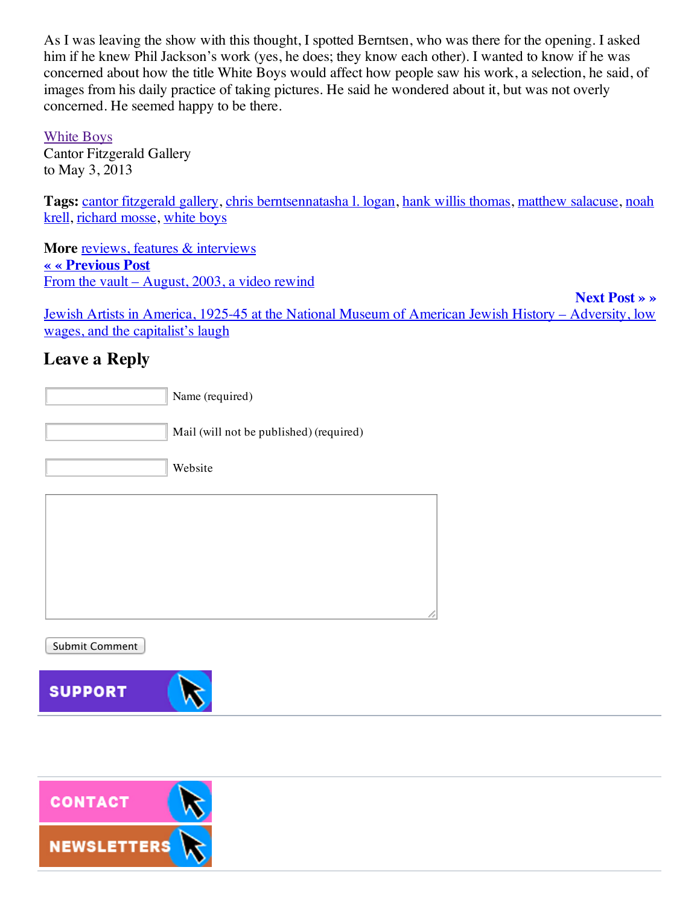As I was leaving the show with this thought, I spotted Berntsen, who was there for the opening. I asked him if he knew Phil Jackson's work (yes, he does; they know each other). I wanted to know if he was concerned about how the title White Boys would affect how people saw his work, a selection, he said, of images from his daily practice of taking pictures. He said he wondered about it, but was not overly concerned. He seemed happy to be there.

White Boys
Cantor Fitzgerald Gallery
to May 3, 2013

**Tags:** cantor fitzgerald gallery, chris berntsennatasha l. logan, hank willis thomas, matthew salacuse, noah krell, richard mosse, white boys

**More** reviews, features & interviews

**« « Previous Post**
From the vault – August, 2003, a video rewind

**Next Post » »**
Jewish Artists in America, 1925-45 at the National Museum of American Jewish History – Adversity, low wages, and the capitalist's laugh

## Leave a Reply

Name (required)

Mail (will not be published) (required)

Website

Submit Comment

SUPPORT

CONTACT

NEWSLETTERS